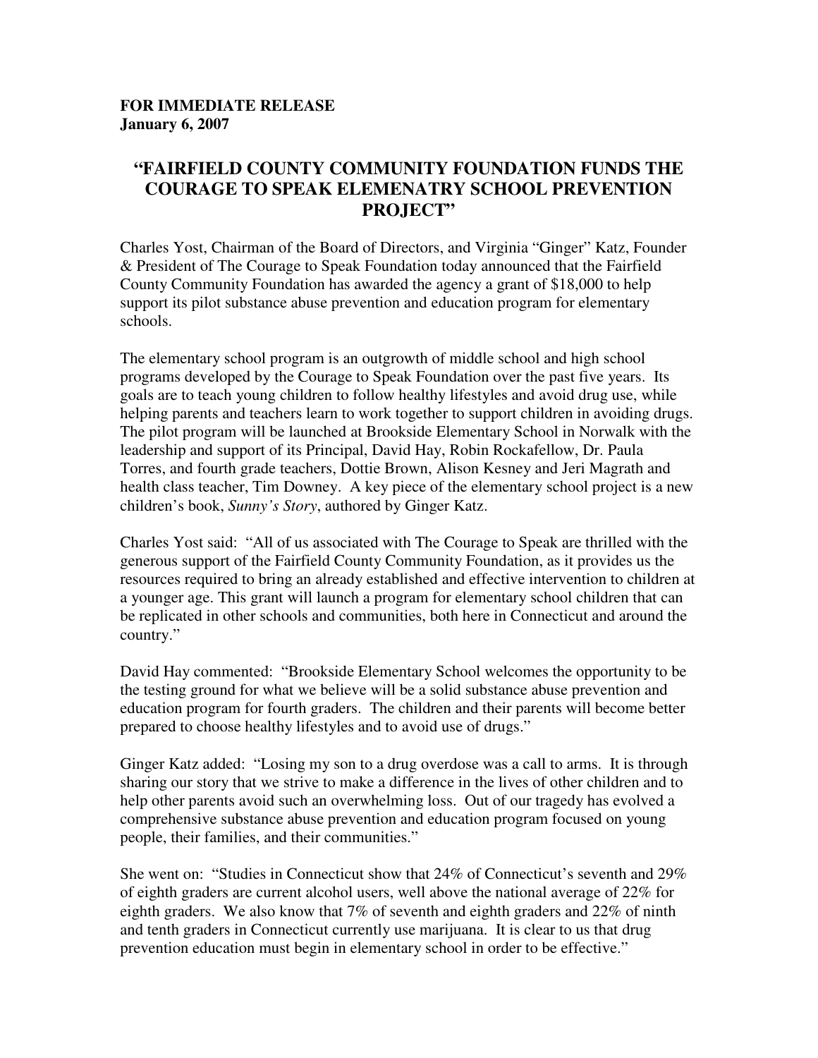**FOR IMMEDIATE RELEASE**
**January 6, 2007**

# "FAIRFIELD COUNTY COMMUNITY FOUNDATION FUNDS THE COURAGE TO SPEAK ELEMENATRY SCHOOL PREVENTION PROJECT"

Charles Yost, Chairman of the Board of Directors, and Virginia "Ginger" Katz, Founder & President of The Courage to Speak Foundation today announced that the Fairfield County Community Foundation has awarded the agency a grant of $18,000 to help support its pilot substance abuse prevention and education program for elementary schools.

The elementary school program is an outgrowth of middle school and high school programs developed by the Courage to Speak Foundation over the past five years. Its goals are to teach young children to follow healthy lifestyles and avoid drug use, while helping parents and teachers learn to work together to support children in avoiding drugs. The pilot program will be launched at Brookside Elementary School in Norwalk with the leadership and support of its Principal, David Hay, Robin Rockafellow, Dr. Paula Torres, and fourth grade teachers, Dottie Brown, Alison Kesney and Jeri Magrath and health class teacher, Tim Downey. A key piece of the elementary school project is a new children's book, *Sunny's Story*, authored by Ginger Katz.

Charles Yost said: "All of us associated with The Courage to Speak are thrilled with the generous support of the Fairfield County Community Foundation, as it provides us the resources required to bring an already established and effective intervention to children at a younger age. This grant will launch a program for elementary school children that can be replicated in other schools and communities, both here in Connecticut and around the country."

David Hay commented: "Brookside Elementary School welcomes the opportunity to be the testing ground for what we believe will be a solid substance abuse prevention and education program for fourth graders. The children and their parents will become better prepared to choose healthy lifestyles and to avoid use of drugs."

Ginger Katz added: "Losing my son to a drug overdose was a call to arms. It is through sharing our story that we strive to make a difference in the lives of other children and to help other parents avoid such an overwhelming loss. Out of our tragedy has evolved a comprehensive substance abuse prevention and education program focused on young people, their families, and their communities."

She went on: "Studies in Connecticut show that 24% of Connecticut's seventh and 29% of eighth graders are current alcohol users, well above the national average of 22% for eighth graders. We also know that 7% of seventh and eighth graders and 22% of ninth and tenth graders in Connecticut currently use marijuana. It is clear to us that drug prevention education must begin in elementary school in order to be effective."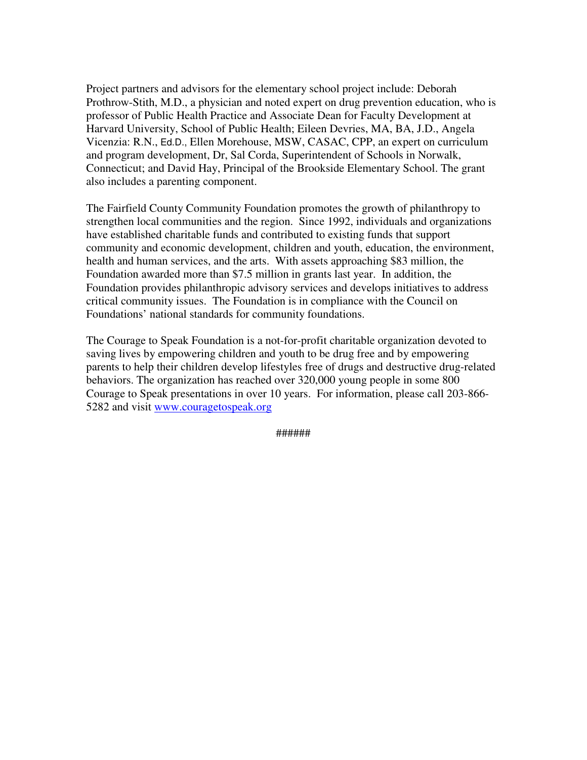Project partners and advisors for the elementary school project include: Deborah Prothrow-Stith, M.D., a physician and noted expert on drug prevention education, who is professor of Public Health Practice and Associate Dean for Faculty Development at Harvard University, School of Public Health; Eileen Devries, MA, BA, J.D., Angela Vicenzia: R.N., Ed.D., Ellen Morehouse, MSW, CASAC, CPP, an expert on curriculum and program development, Dr, Sal Corda, Superintendent of Schools in Norwalk, Connecticut; and David Hay, Principal of the Brookside Elementary School. The grant also includes a parenting component.

The Fairfield County Community Foundation promotes the growth of philanthropy to strengthen local communities and the region. Since 1992, individuals and organizations have established charitable funds and contributed to existing funds that support community and economic development, children and youth, education, the environment, health and human services, and the arts. With assets approaching $83 million, the Foundation awarded more than $7.5 million in grants last year. In addition, the Foundation provides philanthropic advisory services and develops initiatives to address critical community issues. The Foundation is in compliance with the Council on Foundations' national standards for community foundations.

The Courage to Speak Foundation is a not-for-profit charitable organization devoted to saving lives by empowering children and youth to be drug free and by empowering parents to help their children develop lifestyles free of drugs and destructive drug-related behaviors. The organization has reached over 320,000 young people in some 800 Courage to Speak presentations in over 10 years. For information, please call 203-866-5282 and visit www.couragetospeak.org

######